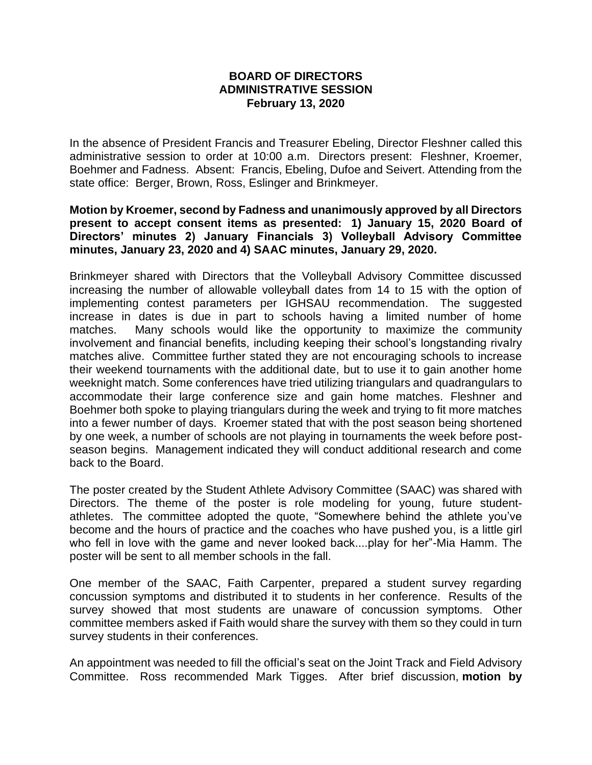# BOARD OF DIRECTORS
## ADMINISTRATIVE SESSION
### February 13, 2020

In the absence of President Francis and Treasurer Ebeling, Director Fleshner called this administrative session to order at 10:00 a.m. Directors present: Fleshner, Kroemer, Boehmer and Fadness. Absent: Francis, Ebeling, Dufoe and Seivert. Attending from the state office: Berger, Brown, Ross, Eslinger and Brinkmeyer.

**Motion by Kroemer, second by Fadness and unanimously approved by all Directors present to accept consent items as presented: 1) January 15, 2020 Board of Directors' minutes 2) January Financials 3) Volleyball Advisory Committee minutes, January 23, 2020 and 4) SAAC minutes, January 29, 2020.**

Brinkmeyer shared with Directors that the Volleyball Advisory Committee discussed increasing the number of allowable volleyball dates from 14 to 15 with the option of implementing contest parameters per IGHSAU recommendation. The suggested increase in dates is due in part to schools having a limited number of home matches. Many schools would like the opportunity to maximize the community involvement and financial benefits, including keeping their school's longstanding rivalry matches alive. Committee further stated they are not encouraging schools to increase their weekend tournaments with the additional date, but to use it to gain another home weeknight match. Some conferences have tried utilizing triangulars and quadrangulars to accommodate their large conference size and gain home matches. Fleshner and Boehmer both spoke to playing triangulars during the week and trying to fit more matches into a fewer number of days. Kroemer stated that with the post season being shortened by one week, a number of schools are not playing in tournaments the week before post-season begins. Management indicated they will conduct additional research and come back to the Board.

The poster created by the Student Athlete Advisory Committee (SAAC) was shared with Directors. The theme of the poster is role modeling for young, future student-athletes. The committee adopted the quote, "Somewhere behind the athlete you've become and the hours of practice and the coaches who have pushed you, is a little girl who fell in love with the game and never looked back....play for her"-Mia Hamm. The poster will be sent to all member schools in the fall.

One member of the SAAC, Faith Carpenter, prepared a student survey regarding concussion symptoms and distributed it to students in her conference. Results of the survey showed that most students are unaware of concussion symptoms. Other committee members asked if Faith would share the survey with them so they could in turn survey students in their conferences.

An appointment was needed to fill the official's seat on the Joint Track and Field Advisory Committee. Ross recommended Mark Tigges. After brief discussion, **motion by**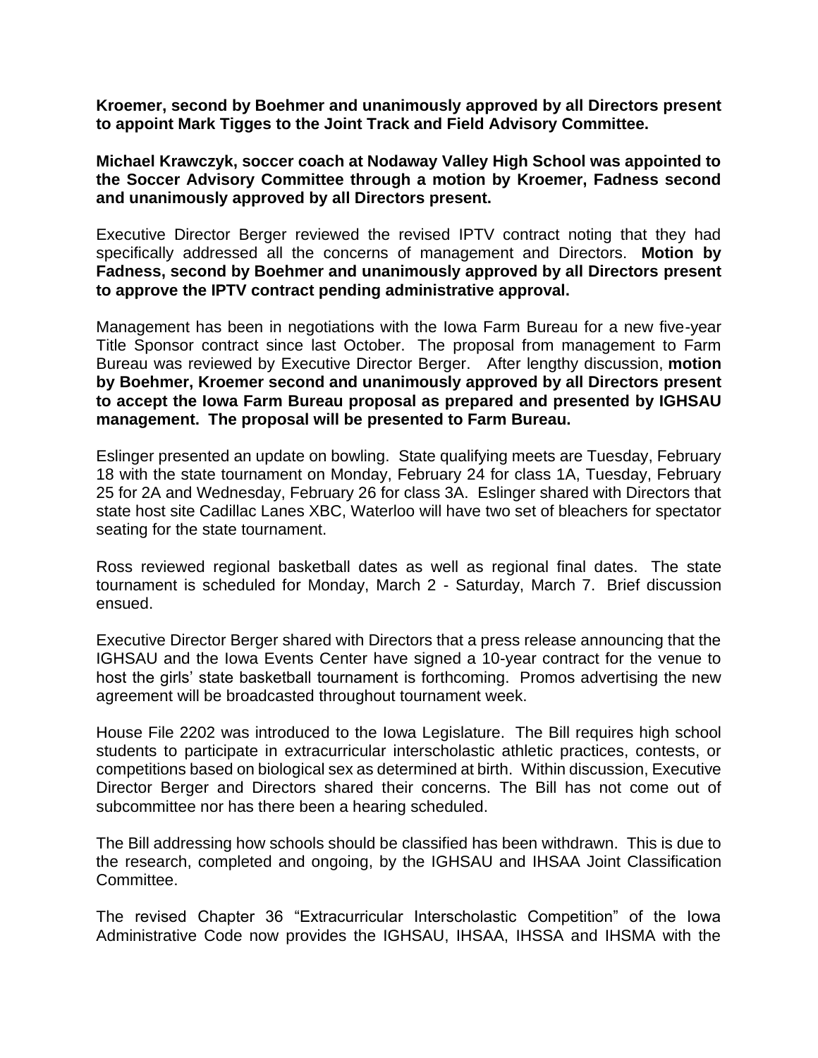**Kroemer, second by Boehmer and unanimously approved by all Directors present to appoint Mark Tigges to the Joint Track and Field Advisory Committee.**

**Michael Krawczyk, soccer coach at Nodaway Valley High School was appointed to the Soccer Advisory Committee through a motion by Kroemer, Fadness second and unanimously approved by all Directors present.**

Executive Director Berger reviewed the revised IPTV contract noting that they had specifically addressed all the concerns of management and Directors. **Motion by Fadness, second by Boehmer and unanimously approved by all Directors present to approve the IPTV contract pending administrative approval.**

Management has been in negotiations with the Iowa Farm Bureau for a new five-year Title Sponsor contract since last October. The proposal from management to Farm Bureau was reviewed by Executive Director Berger. After lengthy discussion, **motion by Boehmer, Kroemer second and unanimously approved by all Directors present to accept the Iowa Farm Bureau proposal as prepared and presented by IGHSAU management. The proposal will be presented to Farm Bureau.**

Eslinger presented an update on bowling. State qualifying meets are Tuesday, February 18 with the state tournament on Monday, February 24 for class 1A, Tuesday, February 25 for 2A and Wednesday, February 26 for class 3A. Eslinger shared with Directors that state host site Cadillac Lanes XBC, Waterloo will have two set of bleachers for spectator seating for the state tournament.

Ross reviewed regional basketball dates as well as regional final dates. The state tournament is scheduled for Monday, March 2 - Saturday, March 7. Brief discussion ensued.

Executive Director Berger shared with Directors that a press release announcing that the IGHSAU and the Iowa Events Center have signed a 10-year contract for the venue to host the girls' state basketball tournament is forthcoming. Promos advertising the new agreement will be broadcasted throughout tournament week.

House File 2202 was introduced to the Iowa Legislature. The Bill requires high school students to participate in extracurricular interscholastic athletic practices, contests, or competitions based on biological sex as determined at birth. Within discussion, Executive Director Berger and Directors shared their concerns. The Bill has not come out of subcommittee nor has there been a hearing scheduled.

The Bill addressing how schools should be classified has been withdrawn. This is due to the research, completed and ongoing, by the IGHSAU and IHSAA Joint Classification Committee.

The revised Chapter 36 "Extracurricular Interscholastic Competition" of the Iowa Administrative Code now provides the IGHSAU, IHSAA, IHSSA and IHSMA with the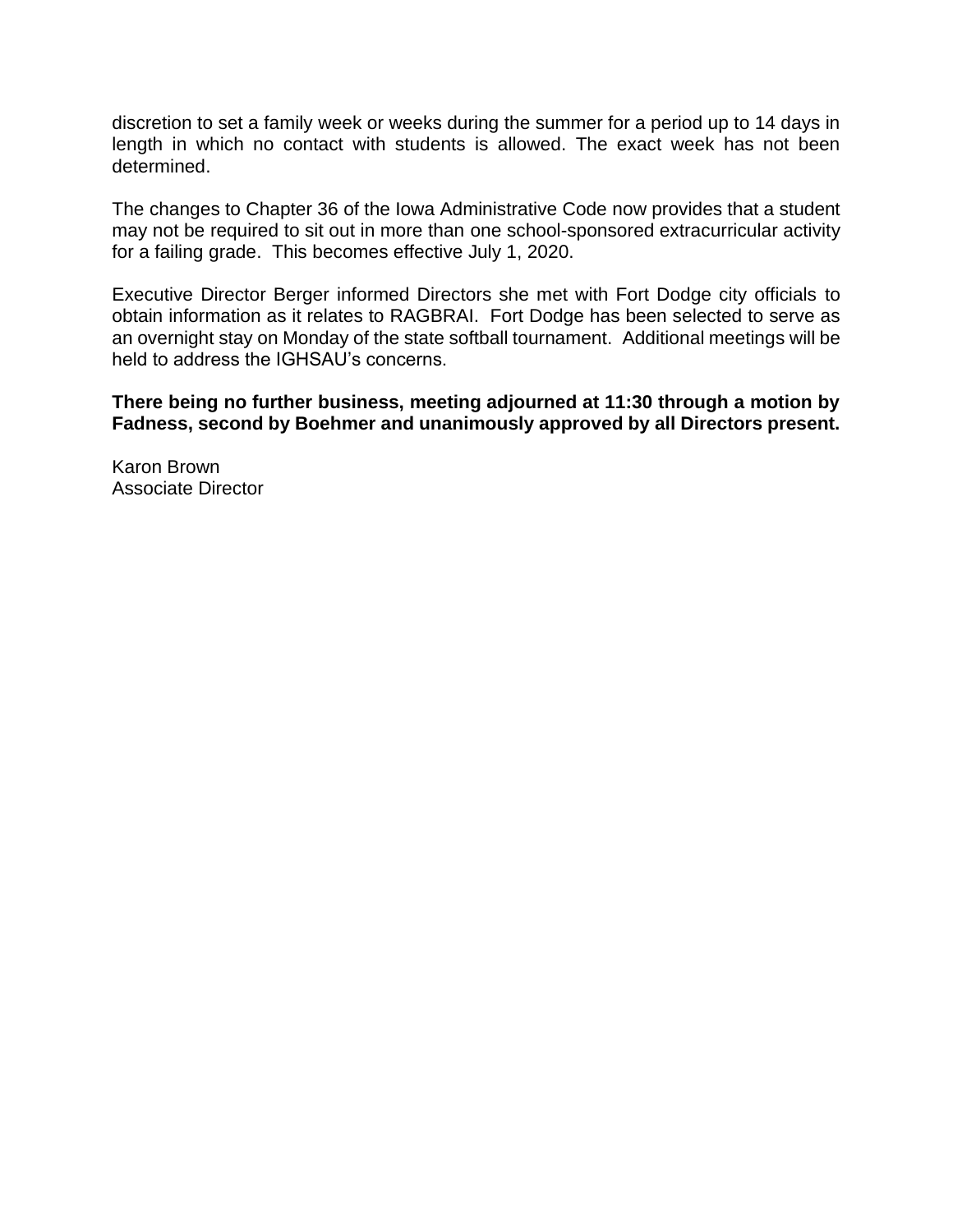discretion to set a family week or weeks during the summer for a period up to 14 days in length in which no contact with students is allowed. The exact week has not been determined.

The changes to Chapter 36 of the Iowa Administrative Code now provides that a student may not be required to sit out in more than one school-sponsored extracurricular activity for a failing grade. This becomes effective July 1, 2020.

Executive Director Berger informed Directors she met with Fort Dodge city officials to obtain information as it relates to RAGBRAI. Fort Dodge has been selected to serve as an overnight stay on Monday of the state softball tournament. Additional meetings will be held to address the IGHSAU's concerns.

**There being no further business, meeting adjourned at 11:30 through a motion by Fadness, second by Boehmer and unanimously approved by all Directors present.**

Karon Brown
Associate Director